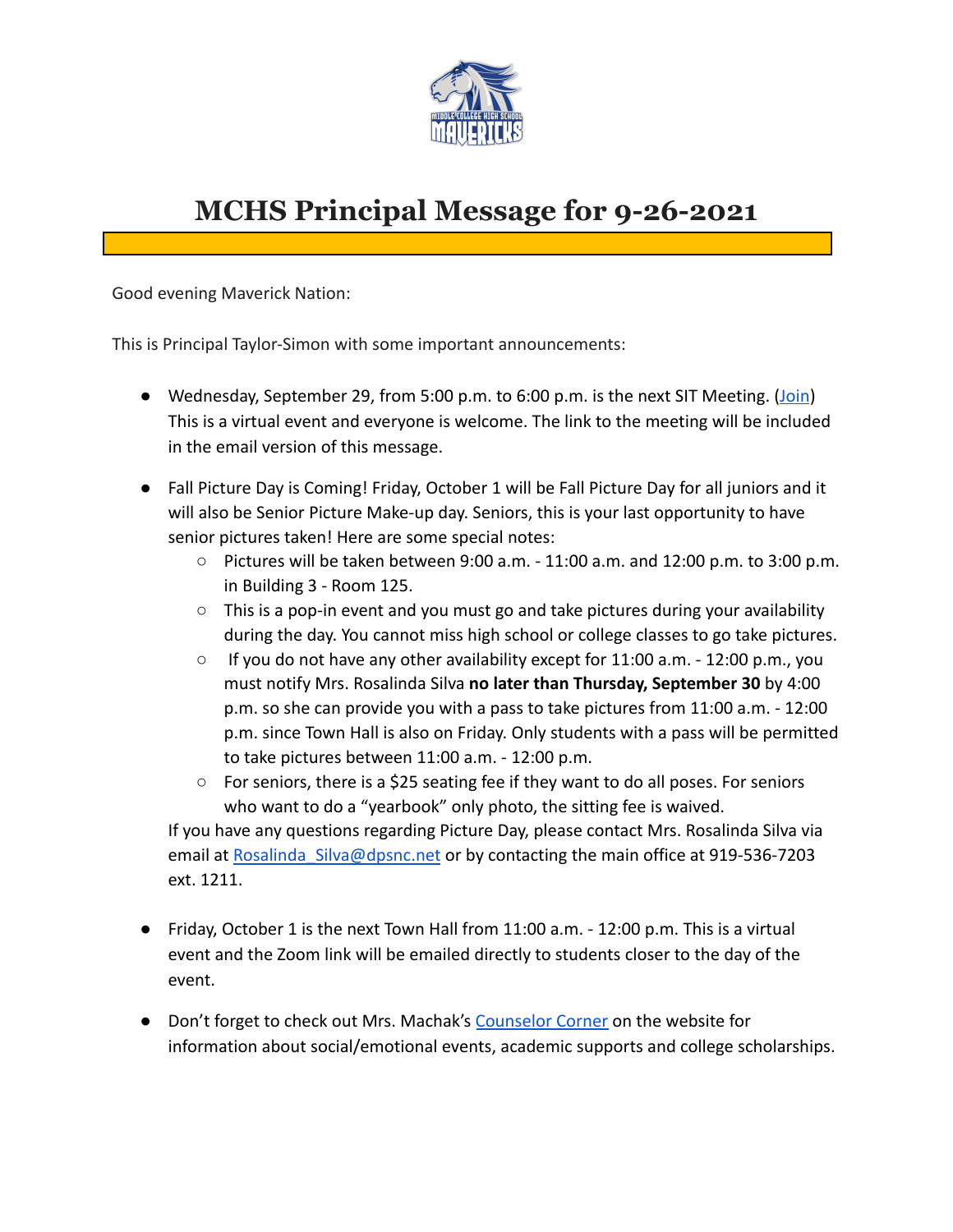# MCHS Principal Message for 9-26-2021

Good evening Maverick Nation:

This is Principal Taylor-Simon with some important announcements:

- Wednesday, September 29, from 5:00 p.m. to 6:00 p.m. is the next SIT Meeting. ([Join](Join)) This is a virtual event and everyone is welcome. The link to the meeting will be included in the email version of this message.

- Fall Picture Day is Coming! Friday, October 1 will be Fall Picture Day for all juniors and it will also be Senior Picture Make-up day. Seniors, this is your last opportunity to have senior pictures taken! Here are some special notes:
  - Pictures will be taken between 9:00 a.m. - 11:00 a.m. and 12:00 p.m. to 3:00 p.m. in Building 3 - Room 125.
  - This is a pop-in event and you must go and take pictures during your availability during the day. You cannot miss high school or college classes to go take pictures.
  - If you do not have any other availability except for 11:00 a.m. - 12:00 p.m., you must notify Mrs. Rosalinda Silva **no later than Thursday, September 30** by 4:00 p.m. so she can provide you with a pass to take pictures from 11:00 a.m. - 12:00 p.m. since Town Hall is also on Friday. Only students with a pass will be permitted to take pictures between 11:00 a.m. - 12:00 p.m.
  - For seniors, there is a $25 seating fee if they want to do all poses. For seniors who want to do a "yearbook" only photo, the sitting fee is waived.

  If you have any questions regarding Picture Day, please contact Mrs. Rosalinda Silva via email at Rosalinda_Silva@dpsnc.net or by contacting the main office at 919-536-7203 ext. 1211.

- Friday, October 1 is the next Town Hall from 11:00 a.m. - 12:00 p.m. This is a virtual event and the Zoom link will be emailed directly to students closer to the day of the event.

- Don't forget to check out Mrs. Machak's Counselor Corner on the website for information about social/emotional events, academic supports and college scholarships.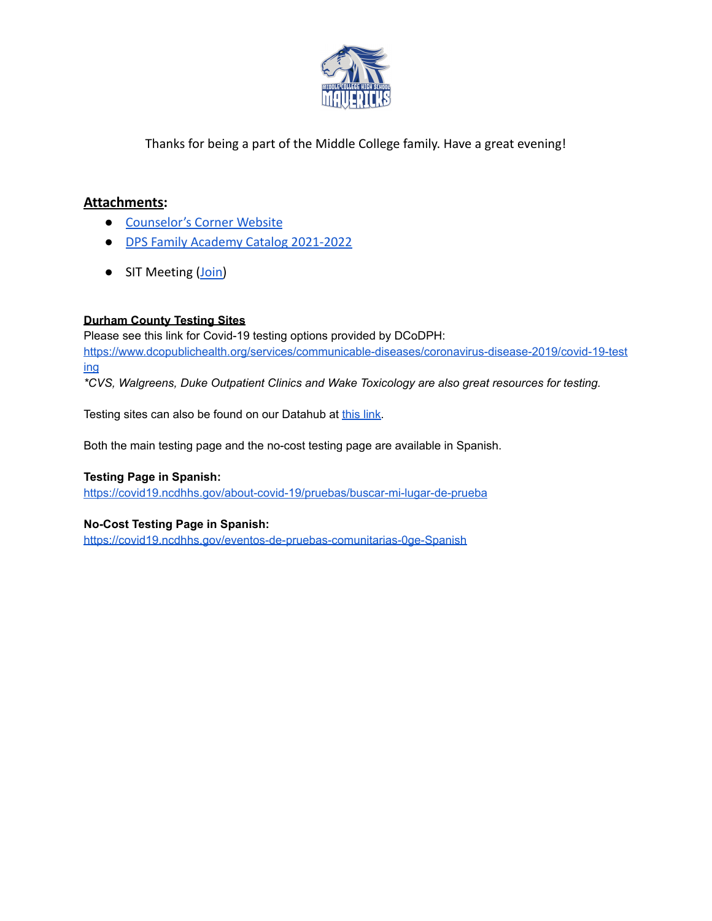Thanks for being a part of the Middle College family. Have a great evening!

## Attachments:

- Counselor's Corner Website
- DPS Family Academy Catalog 2021-2022
- SIT Meeting (Join)

**Durham County Testing Sites**

Please see this link for Covid-19 testing options provided by DCoDPH: https://www.dcopublichealth.org/services/communicable-diseases/coronavirus-disease-2019/covid-19-testing

*\*CVS, Walgreens, Duke Outpatient Clinics and Wake Toxicology are also great resources for testing.*

Testing sites can also be found on our Datahub at this link.

Both the main testing page and the no-cost testing page are available in Spanish.

**Testing Page in Spanish:**
https://covid19.ncdhhs.gov/about-covid-19/pruebas/buscar-mi-lugar-de-prueba

**No-Cost Testing Page in Spanish:**
https://covid19.ncdhhs.gov/eventos-de-pruebas-comunitarias-0ge-Spanish